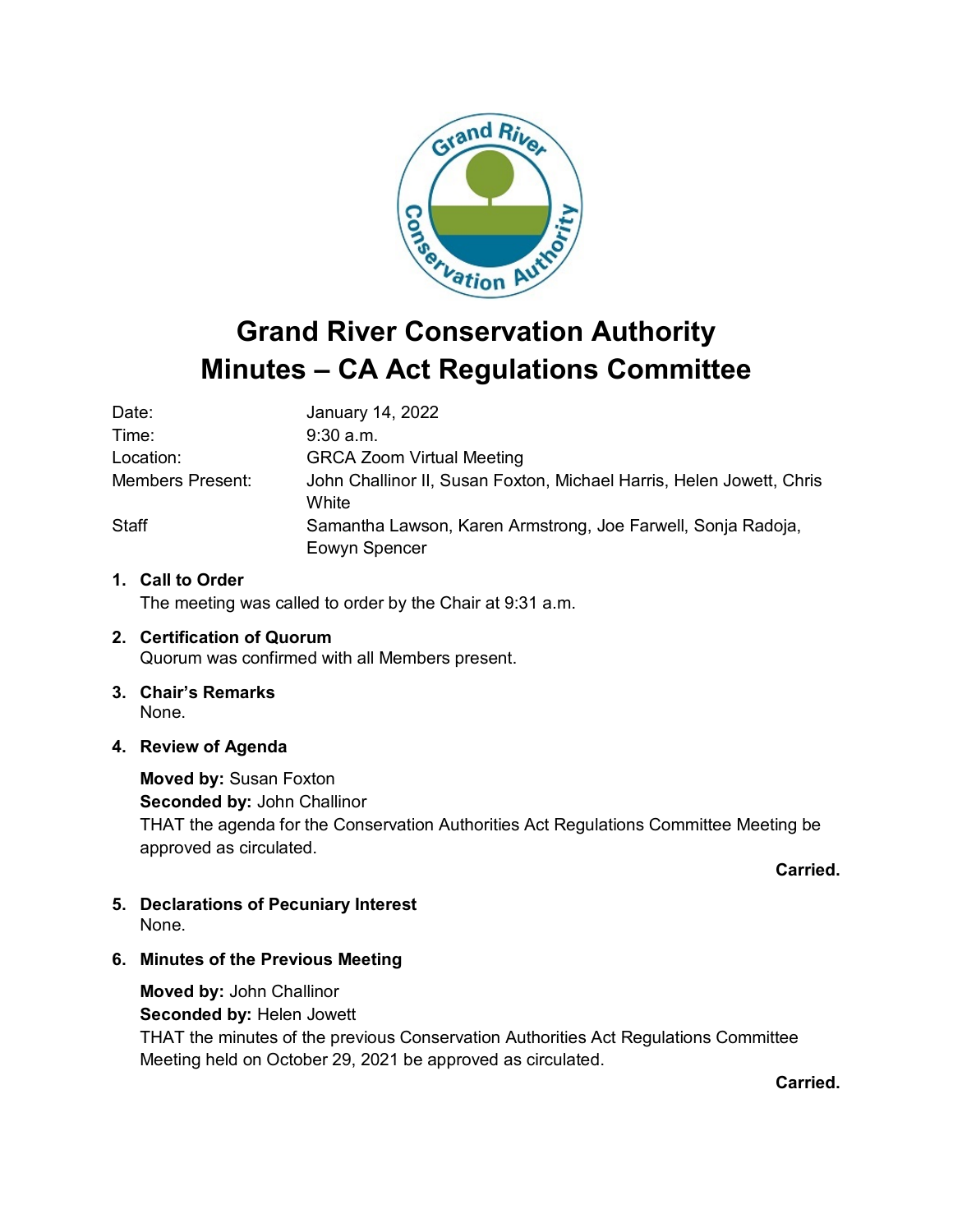# Grand River Conservation Authority
# Minutes – CA Act Regulations Committee

| | |
|---|---|
| Date: | January 14, 2022 |
| Time: | 9:30 a.m. |
| Location: | GRCA Zoom Virtual Meeting |
| Members Present: | John Challinor II, Susan Foxton, Michael Harris, Helen Jowett, Chris White |
| Staff | Samantha Lawson, Karen Armstrong, Joe Farwell, Sonja Radoja, Eowyn Spencer |

1. **Call to Order**
   The meeting was called to order by the Chair at 9:31 a.m.

2. **Certification of Quorum**
   Quorum was confirmed with all Members present.

3. **Chair's Remarks**
   None.

4. **Review of Agenda**

   **Moved by:** Susan Foxton
   **Seconded by:** John Challinor
   THAT the agenda for the Conservation Authorities Act Regulations Committee Meeting be approved as circulated.

   **Carried.**

5. **Declarations of Pecuniary Interest**
   None.

6. **Minutes of the Previous Meeting**

   **Moved by:** John Challinor
   **Seconded by:** Helen Jowett
   THAT the minutes of the previous Conservation Authorities Act Regulations Committee Meeting held on October 29, 2021 be approved as circulated.

   **Carried.**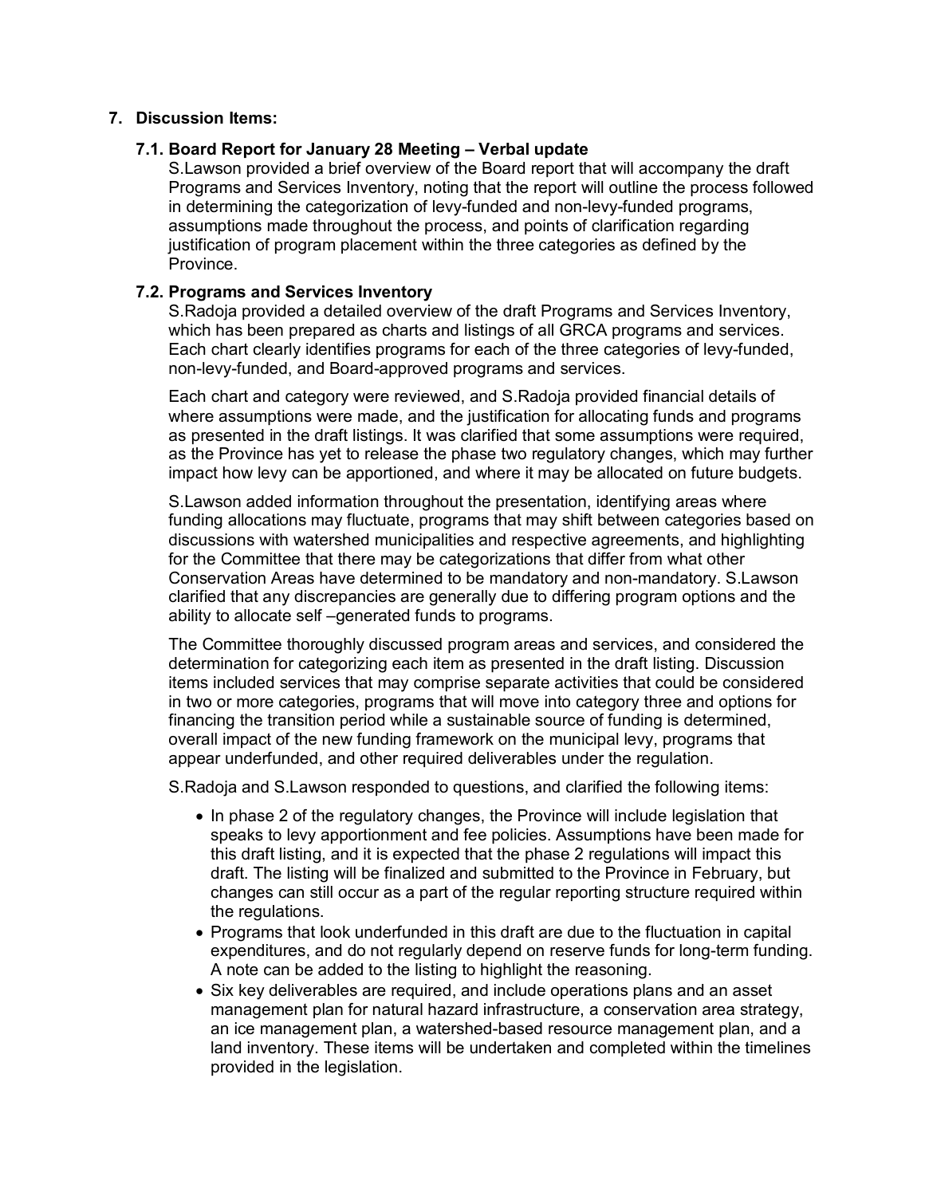## 7. Discussion Items:

### 7.1. Board Report for January 28 Meeting – Verbal update

S.Lawson provided a brief overview of the Board report that will accompany the draft Programs and Services Inventory, noting that the report will outline the process followed in determining the categorization of levy-funded and non-levy-funded programs, assumptions made throughout the process, and points of clarification regarding justification of program placement within the three categories as defined by the Province.

### 7.2. Programs and Services Inventory

S.Radoja provided a detailed overview of the draft Programs and Services Inventory, which has been prepared as charts and listings of all GRCA programs and services. Each chart clearly identifies programs for each of the three categories of levy-funded, non-levy-funded, and Board-approved programs and services.

Each chart and category were reviewed, and S.Radoja provided financial details of where assumptions were made, and the justification for allocating funds and programs as presented in the draft listings. It was clarified that some assumptions were required, as the Province has yet to release the phase two regulatory changes, which may further impact how levy can be apportioned, and where it may be allocated on future budgets.

S.Lawson added information throughout the presentation, identifying areas where funding allocations may fluctuate, programs that may shift between categories based on discussions with watershed municipalities and respective agreements, and highlighting for the Committee that there may be categorizations that differ from what other Conservation Areas have determined to be mandatory and non-mandatory. S.Lawson clarified that any discrepancies are generally due to differing program options and the ability to allocate self –generated funds to programs.

The Committee thoroughly discussed program areas and services, and considered the determination for categorizing each item as presented in the draft listing. Discussion items included services that may comprise separate activities that could be considered in two or more categories, programs that will move into category three and options for financing the transition period while a sustainable source of funding is determined, overall impact of the new funding framework on the municipal levy, programs that appear underfunded, and other required deliverables under the regulation.

S.Radoja and S.Lawson responded to questions, and clarified the following items:

- In phase 2 of the regulatory changes, the Province will include legislation that speaks to levy apportionment and fee policies. Assumptions have been made for this draft listing, and it is expected that the phase 2 regulations will impact this draft. The listing will be finalized and submitted to the Province in February, but changes can still occur as a part of the regular reporting structure required within the regulations.
- Programs that look underfunded in this draft are due to the fluctuation in capital expenditures, and do not regularly depend on reserve funds for long-term funding. A note can be added to the listing to highlight the reasoning.
- Six key deliverables are required, and include operations plans and an asset management plan for natural hazard infrastructure, a conservation area strategy, an ice management plan, a watershed-based resource management plan, and a land inventory. These items will be undertaken and completed within the timelines provided in the legislation.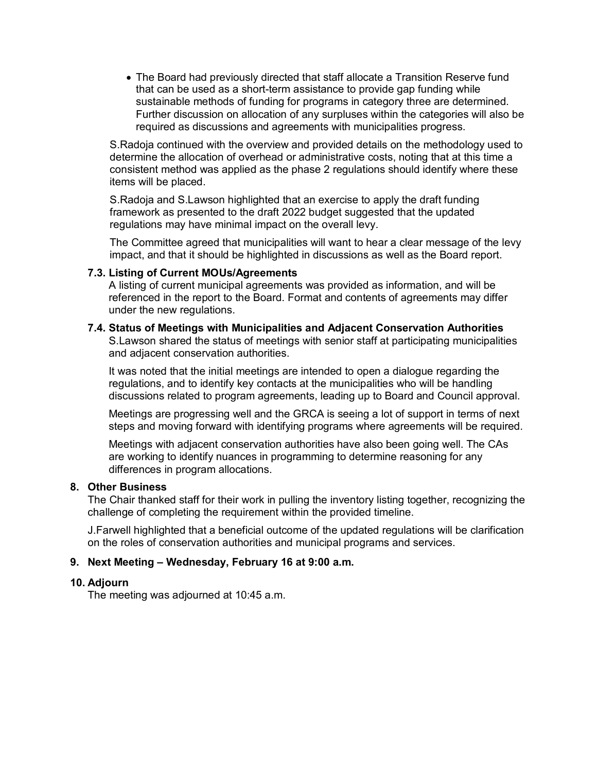- The Board had previously directed that staff allocate a Transition Reserve fund that can be used as a short-term assistance to provide gap funding while sustainable methods of funding for programs in category three are determined. Further discussion on allocation of any surpluses within the categories will also be required as discussions and agreements with municipalities progress.

S.Radoja continued with the overview and provided details on the methodology used to determine the allocation of overhead or administrative costs, noting that at this time a consistent method was applied as the phase 2 regulations should identify where these items will be placed.

S.Radoja and S.Lawson highlighted that an exercise to apply the draft funding framework as presented to the draft 2022 budget suggested that the updated regulations may have minimal impact on the overall levy.

The Committee agreed that municipalities will want to hear a clear message of the levy impact, and that it should be highlighted in discussions as well as the Board report.

### 7.3. Listing of Current MOUs/Agreements

A listing of current municipal agreements was provided as information, and will be referenced in the report to the Board. Format and contents of agreements may differ under the new regulations.

### 7.4. Status of Meetings with Municipalities and Adjacent Conservation Authorities

S.Lawson shared the status of meetings with senior staff at participating municipalities and adjacent conservation authorities.

It was noted that the initial meetings are intended to open a dialogue regarding the regulations, and to identify key contacts at the municipalities who will be handling discussions related to program agreements, leading up to Board and Council approval.

Meetings are progressing well and the GRCA is seeing a lot of support in terms of next steps and moving forward with identifying programs where agreements will be required.

Meetings with adjacent conservation authorities have also been going well. The CAs are working to identify nuances in programming to determine reasoning for any differences in program allocations.

## 8. Other Business

The Chair thanked staff for their work in pulling the inventory listing together, recognizing the challenge of completing the requirement within the provided timeline.

J.Farwell highlighted that a beneficial outcome of the updated regulations will be clarification on the roles of conservation authorities and municipal programs and services.

## 9. Next Meeting – Wednesday, February 16 at 9:00 a.m.

## 10. Adjourn

The meeting was adjourned at 10:45 a.m.